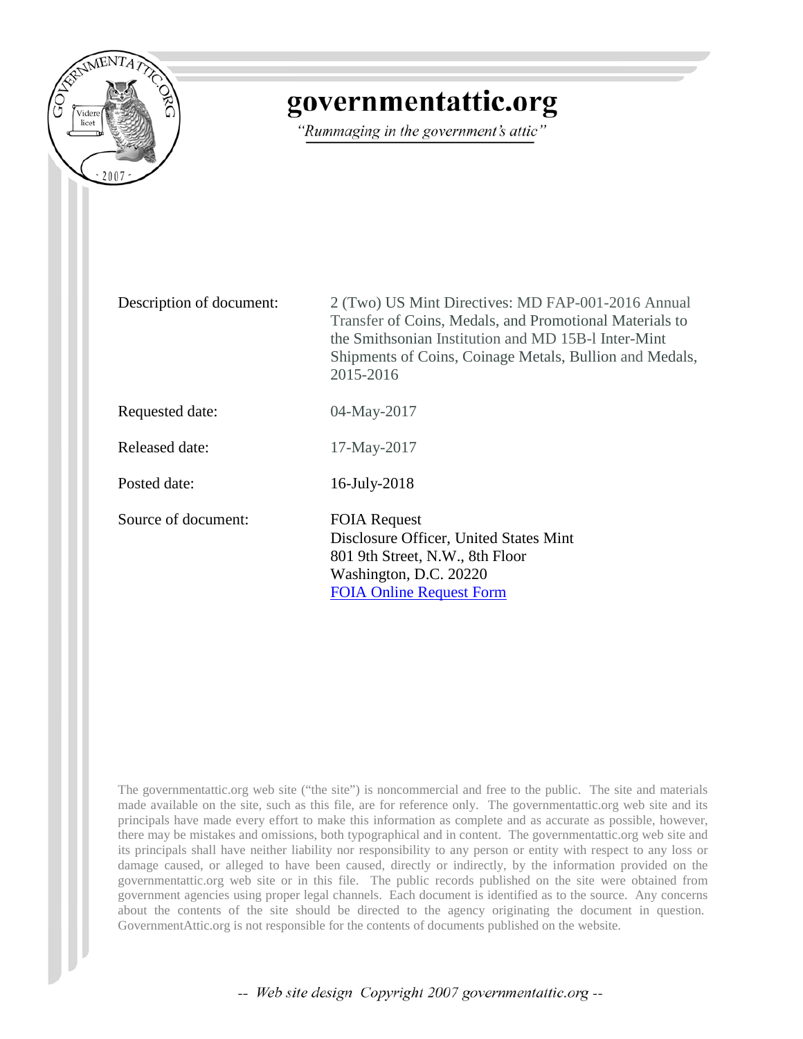# governmentattic.org

*"Rummaging in the government's attic"*

| | |
|---|---|
| Description of document: | 2 (Two) US Mint Directives: MD FAP-001-2016 Annual Transfer of Coins, Medals, and Promotional Materials to the Smithsonian Institution and MD 15B-l Inter-Mint Shipments of Coins, Coinage Metals, Bullion and Medals, 2015-2016 |
| Requested date: | 04-May-2017 |
| Released date: | 17-May-2017 |
| Posted date: | 16-July-2018 |
| Source of document: | FOIA Request<br>Disclosure Officer, United States Mint<br>801 9th Street, N.W., 8th Floor<br>Washington, D.C. 20220<br>[FOIA Online Request Form] |

The governmentattic.org web site ("the site") is noncommercial and free to the public. The site and materials made available on the site, such as this file, are for reference only. The governmentattic.org web site and its principals have made every effort to make this information as complete and as accurate as possible, however, there may be mistakes and omissions, both typographical and in content. The governmentattic.org web site and its principals shall have neither liability nor responsibility to any person or entity with respect to any loss or damage caused, or alleged to have been caused, directly or indirectly, by the information provided on the governmentattic.org web site or in this file. The public records published on the site were obtained from government agencies using proper legal channels. Each document is identified as to the source. Any concerns about the contents of the site should be directed to the agency originating the document in question. GovernmentAttic.org is not responsible for the contents of documents published on the website.

-- *Web site design Copyright 2007 governmentattic.org* --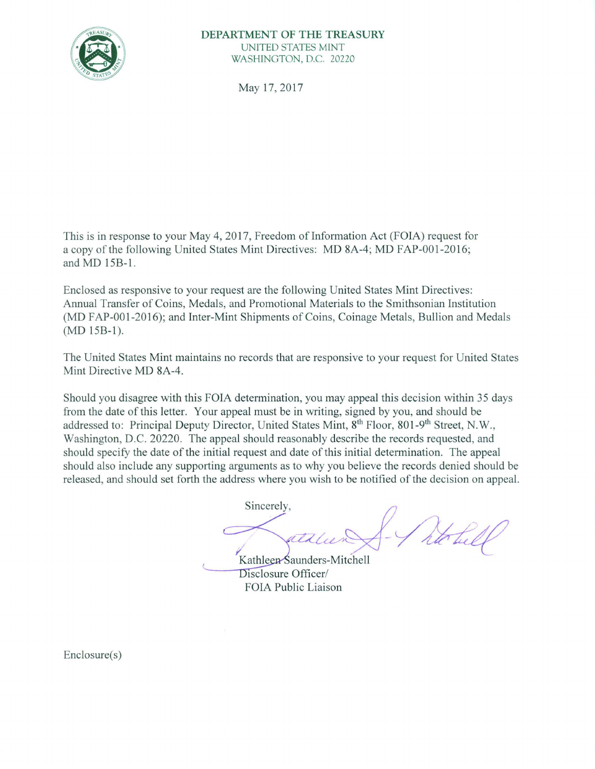**DEPARTMENT OF THE TREASURY**
UNITED STATES MINT
WASHINGTON, D.C. 20220

May 17, 2017

This is in response to your May 4, 2017, Freedom of Information Act (FOIA) request for a copy of the following United States Mint Directives: MD 8A-4; MD FAP-001-2016; and MD 15B-1.

Enclosed as responsive to your request are the following United States Mint Directives: Annual Transfer of Coins, Medals, and Promotional Materials to the Smithsonian Institution (MD FAP-001-2016); and Inter-Mint Shipments of Coins, Coinage Metals, Bullion and Medals (MD 15B-1).

The United States Mint maintains no records that are responsive to your request for United States Mint Directive MD 8A-4.

Should you disagree with this FOIA determination, you may appeal this decision within 35 days from the date of this letter. Your appeal must be in writing, signed by you, and should be addressed to: Principal Deputy Director, United States Mint, 8th Floor, 801-9th Street, N.W., Washington, D.C. 20220. The appeal should reasonably describe the records requested, and should specify the date of the initial request and date of this initial determination. The appeal should also include any supporting arguments as to why you believe the records denied should be released, and should set forth the address where you wish to be notified of the decision on appeal.

Sincerely,

Kathleen Saunders-Mitchell
Disclosure Officer/
FOIA Public Liaison

Enclosure(s)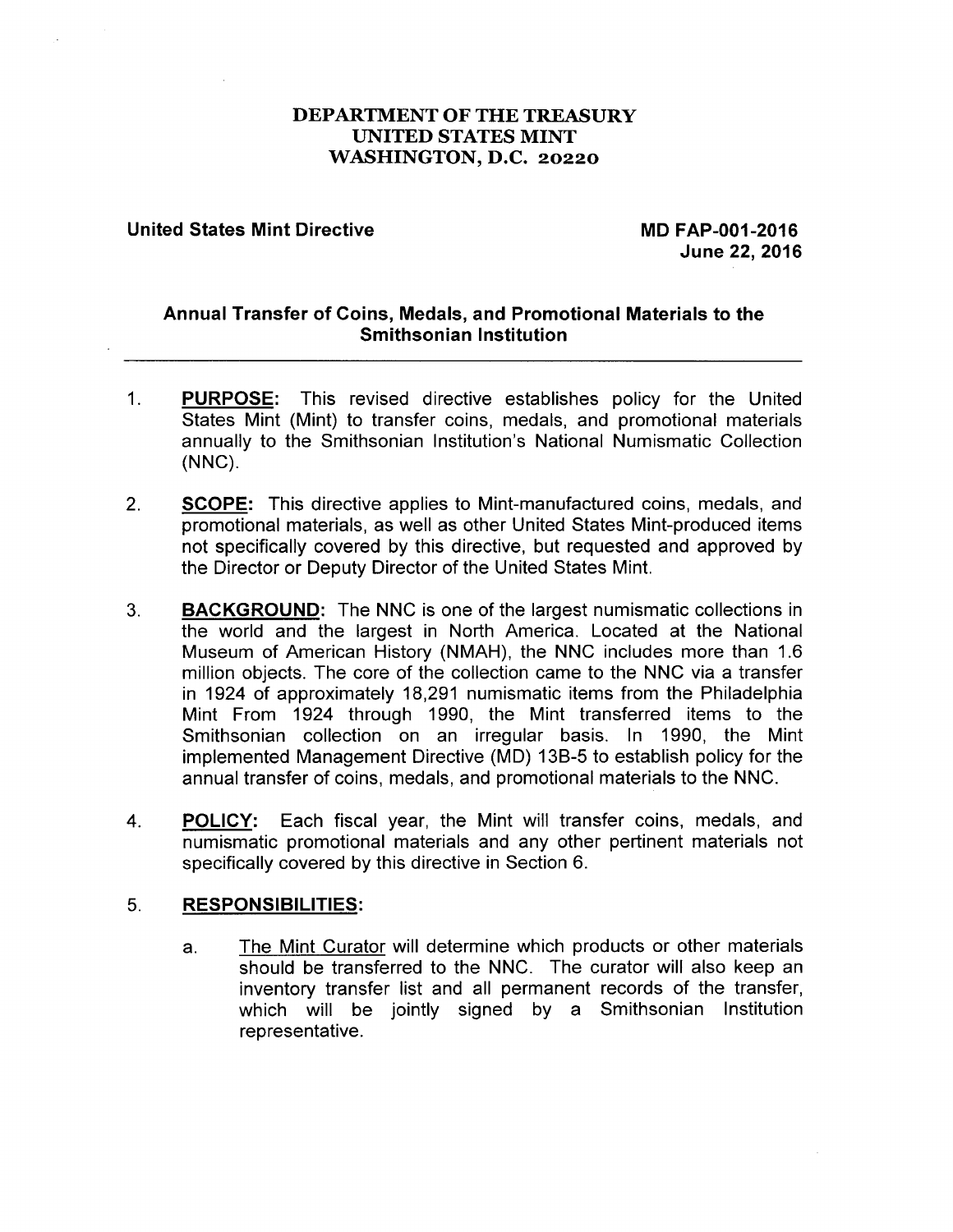**DEPARTMENT OF THE TREASURY**
**UNITED STATES MINT**
**WASHINGTON, D.C. 20220**

**United States Mint Directive**

**MD FAP-001-2016**
**June 22, 2016**

## Annual Transfer of Coins, Medals, and Promotional Materials to the Smithsonian Institution

1. **PURPOSE:** This revised directive establishes policy for the United States Mint (Mint) to transfer coins, medals, and promotional materials annually to the Smithsonian Institution's National Numismatic Collection (NNC).

2. **SCOPE:** This directive applies to Mint-manufactured coins, medals, and promotional materials, as well as other United States Mint-produced items not specifically covered by this directive, but requested and approved by the Director or Deputy Director of the United States Mint.

3. **BACKGROUND:** The NNC is one of the largest numismatic collections in the world and the largest in North America. Located at the National Museum of American History (NMAH), the NNC includes more than 1.6 million objects. The core of the collection came to the NNC via a transfer in 1924 of approximately 18,291 numismatic items from the Philadelphia Mint From 1924 through 1990, the Mint transferred items to the Smithsonian collection on an irregular basis. In 1990, the Mint implemented Management Directive (MD) 13B-5 to establish policy for the annual transfer of coins, medals, and promotional materials to the NNC.

4. **POLICY:** Each fiscal year, the Mint will transfer coins, medals, and numismatic promotional materials and any other pertinent materials not specifically covered by this directive in Section 6.

5. **RESPONSIBILITIES:**

   a. The Mint Curator will determine which products or other materials should be transferred to the NNC. The curator will also keep an inventory transfer list and all permanent records of the transfer, which will be jointly signed by a Smithsonian Institution representative.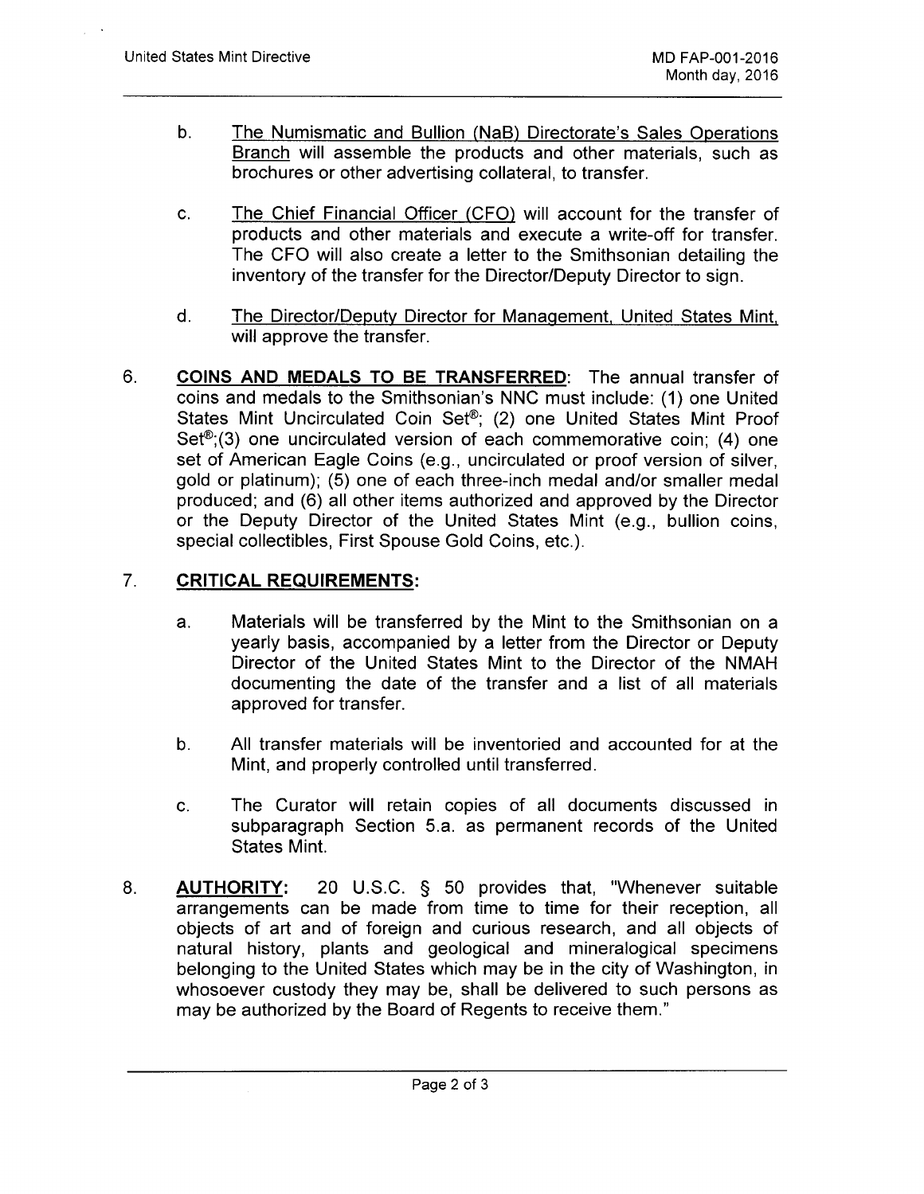b. <u>The Numismatic and Bullion (NaB) Directorate's Sales Operations Branch</u> will assemble the products and other materials, such as brochures or other advertising collateral, to transfer.

c. <u>The Chief Financial Officer (CFO)</u> will account for the transfer of products and other materials and execute a write-off for transfer. The CFO will also create a letter to the Smithsonian detailing the inventory of the transfer for the Director/Deputy Director to sign.

d. <u>The Director/Deputy Director for Management, United States Mint,</u> will approve the transfer.

6. **<u>COINS AND MEDALS TO BE TRANSFERRED</u>**: The annual transfer of coins and medals to the Smithsonian's NNC must include: (1) one United States Mint Uncirculated Coin Set®; (2) one United States Mint Proof Set®;(3) one uncirculated version of each commemorative coin; (4) one set of American Eagle Coins (e.g., uncirculated or proof version of silver, gold or platinum); (5) one of each three-inch medal and/or smaller medal produced; and (6) all other items authorized and approved by the Director or the Deputy Director of the United States Mint (e.g., bullion coins, special collectibles, First Spouse Gold Coins, etc.).

7. **<u>CRITICAL REQUIREMENTS</u>:**

a. Materials will be transferred by the Mint to the Smithsonian on a yearly basis, accompanied by a letter from the Director or Deputy Director of the United States Mint to the Director of the NMAH documenting the date of the transfer and a list of all materials approved for transfer.

b. All transfer materials will be inventoried and accounted for at the Mint, and properly controlled until transferred.

c. The Curator will retain copies of all documents discussed in subparagraph Section 5.a. as permanent records of the United States Mint.

8. **<u>AUTHORITY</u>:** 20 U.S.C. § 50 provides that, "Whenever suitable arrangements can be made from time to time for their reception, all objects of art and of foreign and curious research, and all objects of natural history, plants and geological and mineralogical specimens belonging to the United States which may be in the city of Washington, in whosoever custody they may be, shall be delivered to such persons as may be authorized by the Board of Regents to receive them."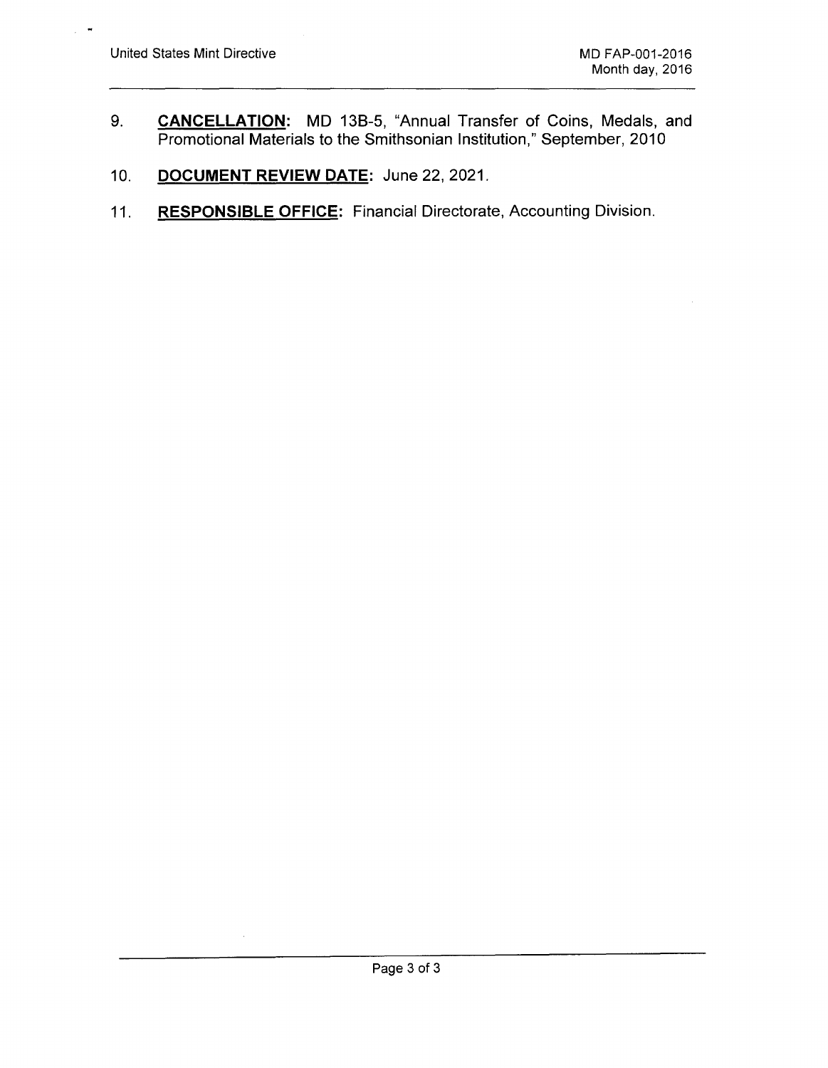9. **CANCELLATION:** MD 13B-5, "Annual Transfer of Coins, Medals, and Promotional Materials to the Smithsonian Institution," September, 2010

10. **DOCUMENT REVIEW DATE:** June 22, 2021.

11. **RESPONSIBLE OFFICE:** Financial Directorate, Accounting Division.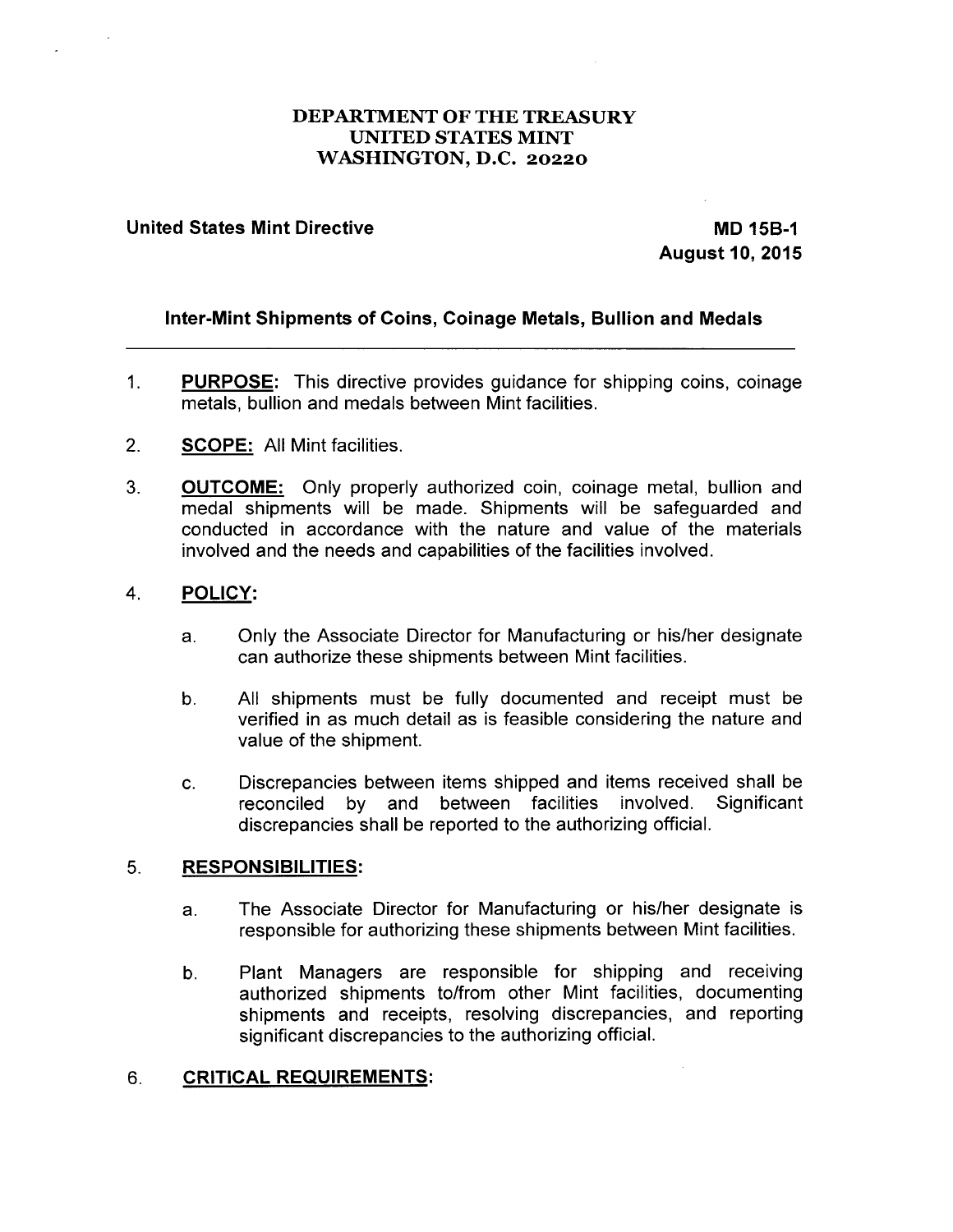**DEPARTMENT OF THE TREASURY**
**UNITED STATES MINT**
**WASHINGTON, D.C. 20220**

**United States Mint Directive**

**MD 15B-1**
**August 10, 2015**

# Inter-Mint Shipments of Coins, Coinage Metals, Bullion and Medals

1. **PURPOSE:** This directive provides guidance for shipping coins, coinage metals, bullion and medals between Mint facilities.

2. **SCOPE:** All Mint facilities.

3. **OUTCOME:** Only properly authorized coin, coinage metal, bullion and medal shipments will be made. Shipments will be safeguarded and conducted in accordance with the nature and value of the materials involved and the needs and capabilities of the facilities involved.

4. **POLICY:**

   a. Only the Associate Director for Manufacturing or his/her designate can authorize these shipments between Mint facilities.

   b. All shipments must be fully documented and receipt must be verified in as much detail as is feasible considering the nature and value of the shipment.

   c. Discrepancies between items shipped and items received shall be reconciled by and between facilities involved. Significant discrepancies shall be reported to the authorizing official.

5. **RESPONSIBILITIES:**

   a. The Associate Director for Manufacturing or his/her designate is responsible for authorizing these shipments between Mint facilities.

   b. Plant Managers are responsible for shipping and receiving authorized shipments to/from other Mint facilities, documenting shipments and receipts, resolving discrepancies, and reporting significant discrepancies to the authorizing official.

6. **CRITICAL REQUIREMENTS:**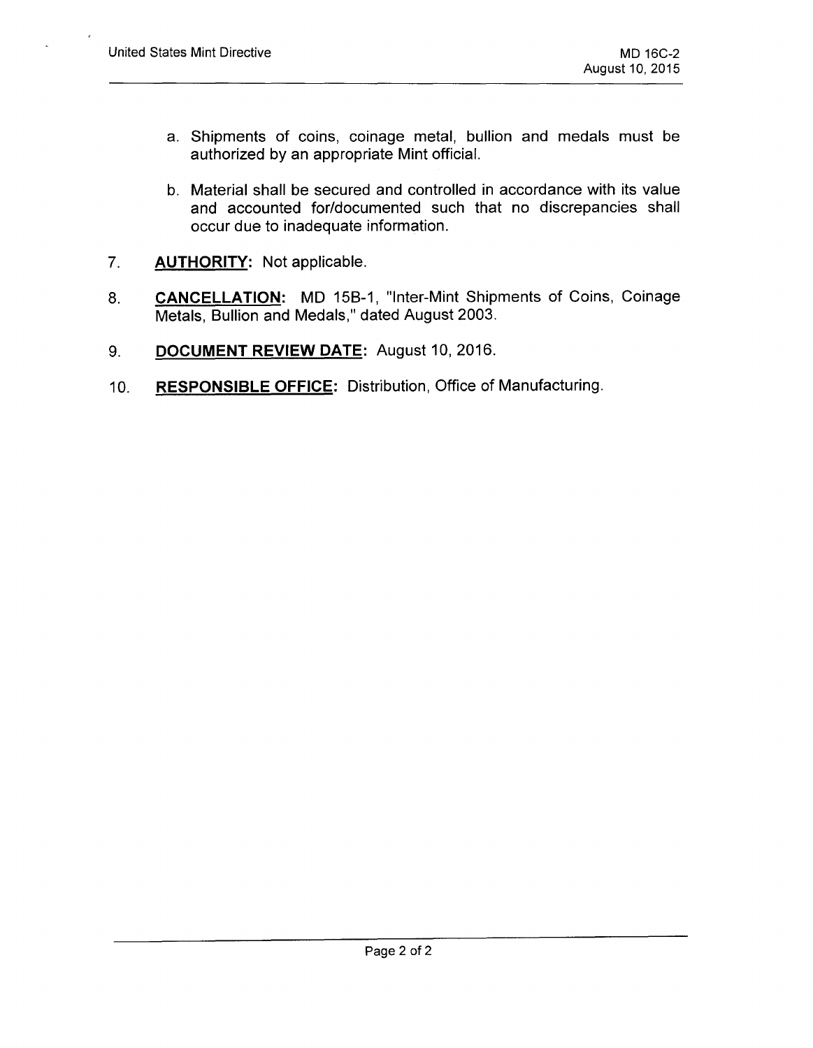a. Shipments of coins, coinage metal, bullion and medals must be authorized by an appropriate Mint official.

b. Material shall be secured and controlled in accordance with its value and accounted for/documented such that no discrepancies shall occur due to inadequate information.

7. **AUTHORITY:** Not applicable.

8. **CANCELLATION:** MD 15B-1, "Inter-Mint Shipments of Coins, Coinage Metals, Bullion and Medals," dated August 2003.

9. **DOCUMENT REVIEW DATE:** August 10, 2016.

10. **RESPONSIBLE OFFICE:** Distribution, Office of Manufacturing.